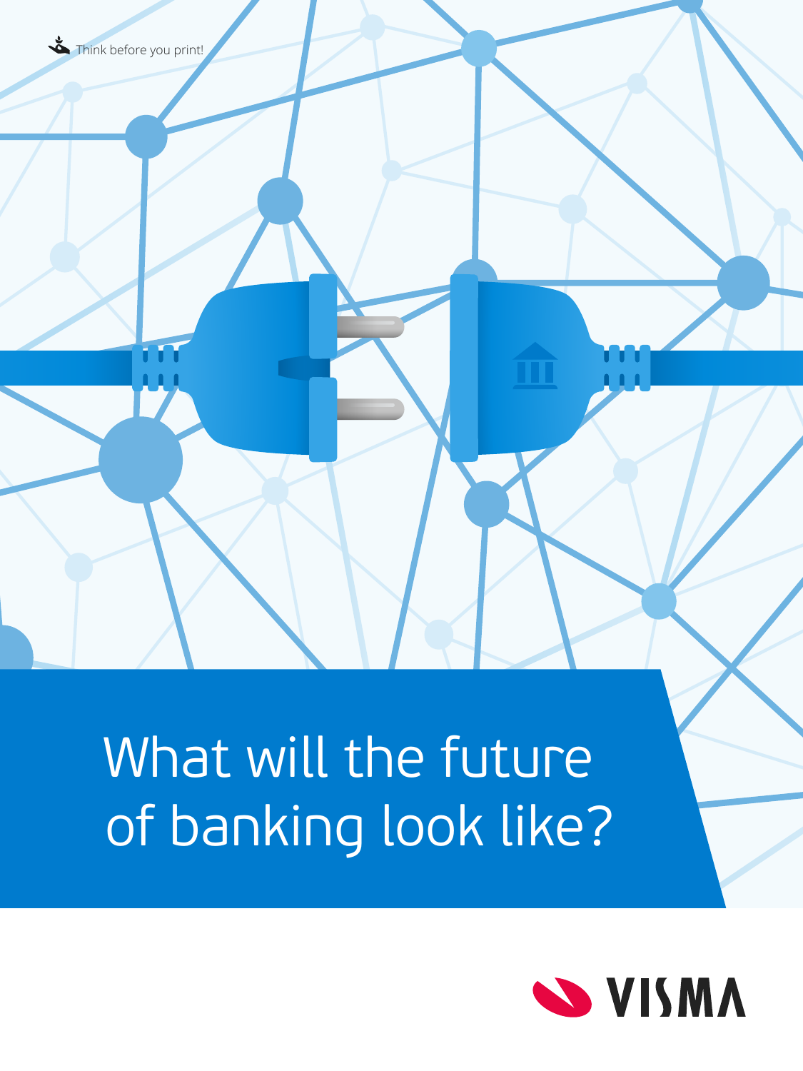Think before you print!

# What will the future of banking look like?

VISMA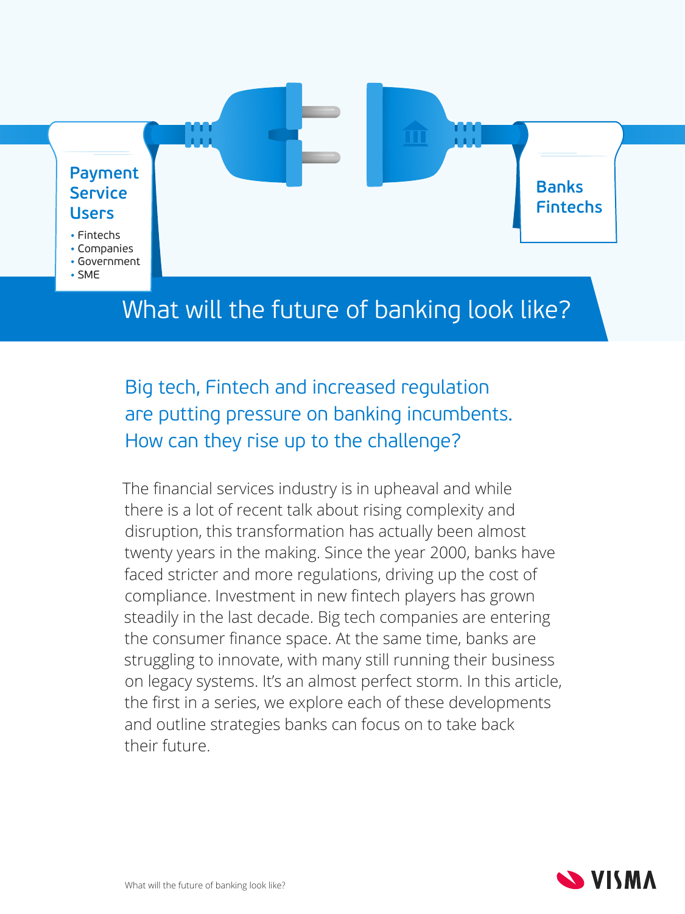**Payment Service Users**

- Fintechs
- Companies
- Government
- SME

**Banks Fintechs**

# What will the future of banking look like?

## Big tech, Fintech and increased regulation are putting pressure on banking incumbents. How can they rise up to the challenge?

The financial services industry is in upheaval and while there is a lot of recent talk about rising complexity and disruption, this transformation has actually been almost twenty years in the making. Since the year 2000, banks have faced stricter and more regulations, driving up the cost of compliance. Investment in new fintech players has grown steadily in the last decade. Big tech companies are entering the consumer finance space. At the same time, banks are struggling to innovate, with many still running their business on legacy systems. It's an almost perfect storm. In this article, the first in a series, we explore each of these developments and outline strategies banks can focus on to take back their future.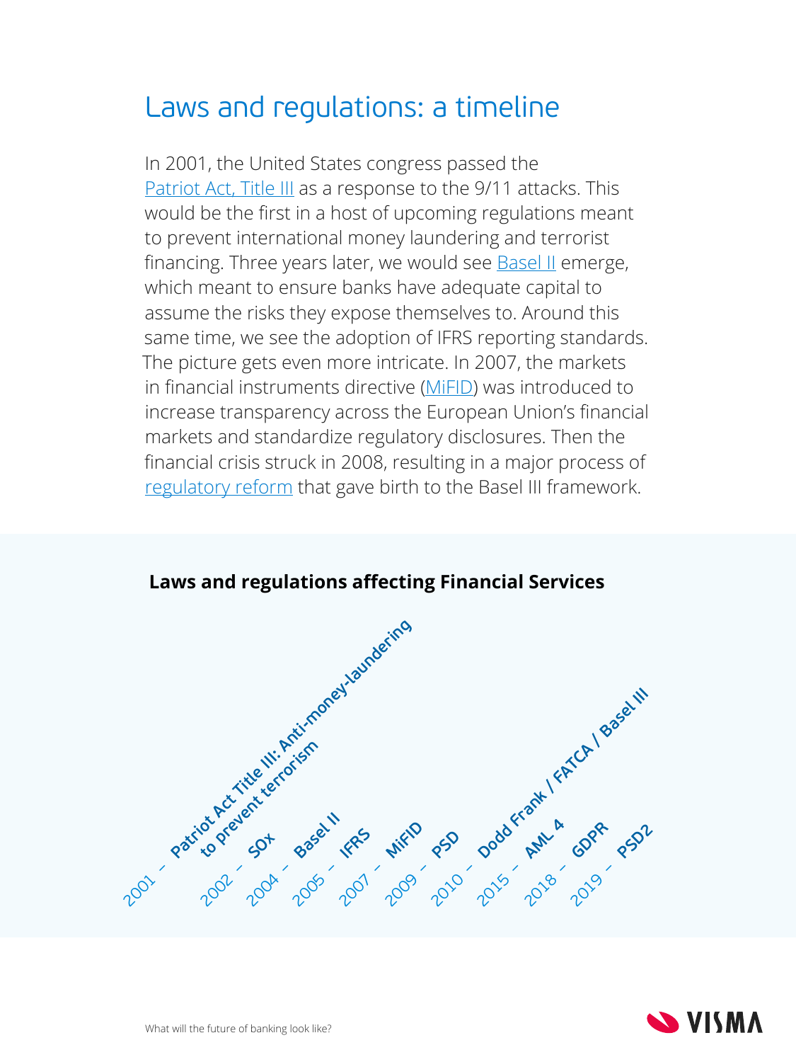# Laws and regulations: a timeline

In 2001, the United States congress passed the Patriot Act, Title III as a response to the 9/11 attacks. This would be the first in a host of upcoming regulations meant to prevent international money laundering and terrorist financing. Three years later, we would see Basel II emerge, which meant to ensure banks have adequate capital to assume the risks they expose themselves to. Around this same time, we see the adoption of IFRS reporting standards. The picture gets even more intricate. In 2007, the markets in financial instruments directive (MiFID) was introduced to increase transparency across the European Union's financial markets and standardize regulatory disclosures. Then the financial crisis struck in 2008, resulting in a major process of regulatory reform that gave birth to the Basel III framework.

**Laws and regulations affecting Financial Services**

- 2001 – **Patriot Act Title III: Anti-money-laundering to prevent terrorism**
- 2002 – **SOx**
- 2004 – **Basel II**
- 2005 – **IFRS**
- 2007 – **MiFID**
- 2009 – **PSD**
- 2010 – **Dodd Frank / FATCA / Basel III**
- 2015 – **AML 4**
- 2018 – **GDPR**
- 2019 – **PSD2**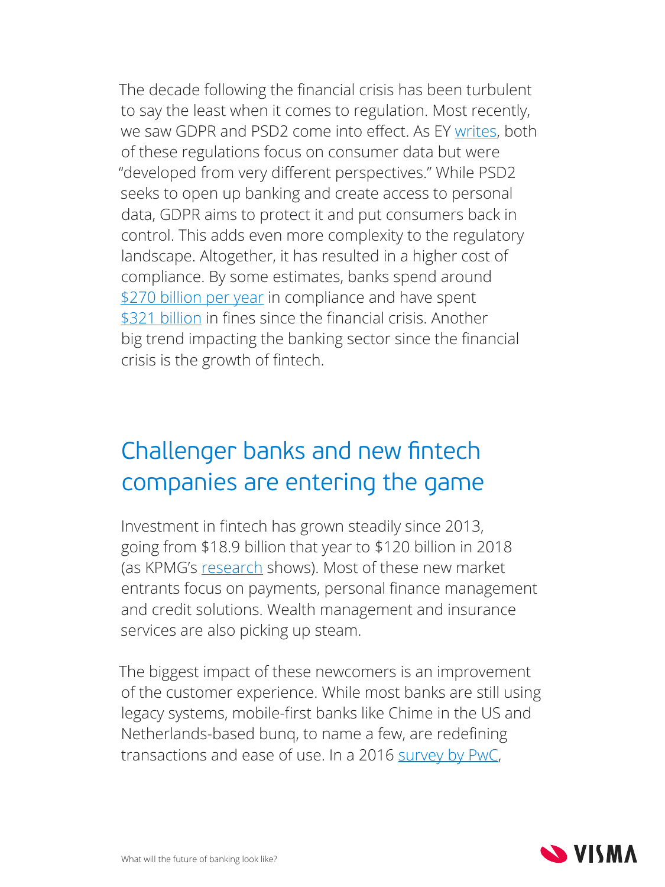The decade following the financial crisis has been turbulent to say the least when it comes to regulation. Most recently, we saw GDPR and PSD2 come into effect. As EY writes, both of these regulations focus on consumer data but were "developed from very different perspectives." While PSD2 seeks to open up banking and create access to personal data, GDPR aims to protect it and put consumers back in control. This adds even more complexity to the regulatory landscape. Altogether, it has resulted in a higher cost of compliance. By some estimates, banks spend around $270 billion per year in compliance and have spent $321 billion in fines since the financial crisis. Another big trend impacting the banking sector since the financial crisis is the growth of fintech.

## Challenger banks and new fintech companies are entering the game

Investment in fintech has grown steadily since 2013, going from $18.9 billion that year to $120 billion in 2018 (as KPMG's research shows). Most of these new market entrants focus on payments, personal finance management and credit solutions. Wealth management and insurance services are also picking up steam.

The biggest impact of these newcomers is an improvement of the customer experience. While most banks are still using legacy systems, mobile-first banks like Chime in the US and Netherlands-based bunq, to name a few, are redefining transactions and ease of use. In a 2016 survey by PwC,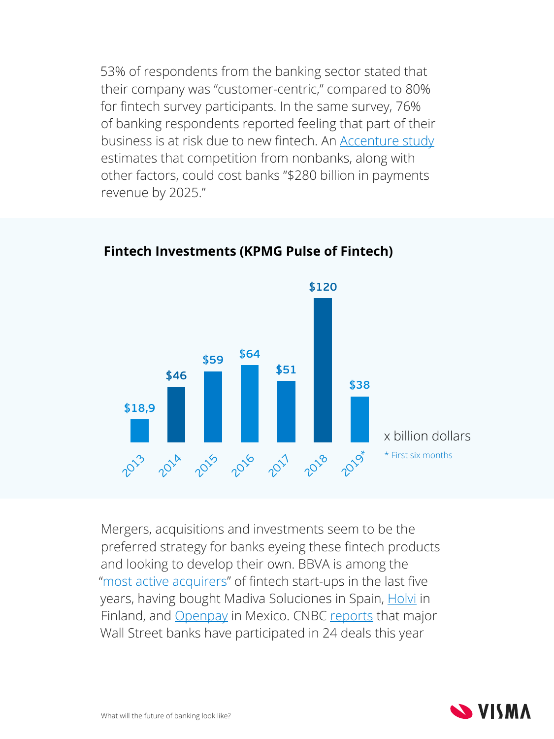53% of respondents from the banking sector stated that their company was "customer-centric," compared to 80% for fintech survey participants. In the same survey, 76% of banking respondents reported feeling that part of their business is at risk due to new fintech. An Accenture study estimates that competition from nonbanks, along with other factors, could cost banks "$280 billion in payments revenue by 2025."

### Fintech Investments (KPMG Pulse of Fintech)

| Year | Investment (x billion dollars) |
|---|---|
| 2013 | $18,9 |
| 2014 | $46 |
| 2015 | $59 |
| 2016 | $64 |
| 2017 | $51 |
| 2018 | $120 |
| 2019* | $38 |

\* First six months

Mergers, acquisitions and investments seem to be the preferred strategy for banks eyeing these fintech products and looking to develop their own. BBVA is among the "most active acquirers" of fintech start-ups in the last five years, having bought Madiva Soluciones in Spain, Holvi in Finland, and Openpay in Mexico. CNBC reports that major Wall Street banks have participated in 24 deals this year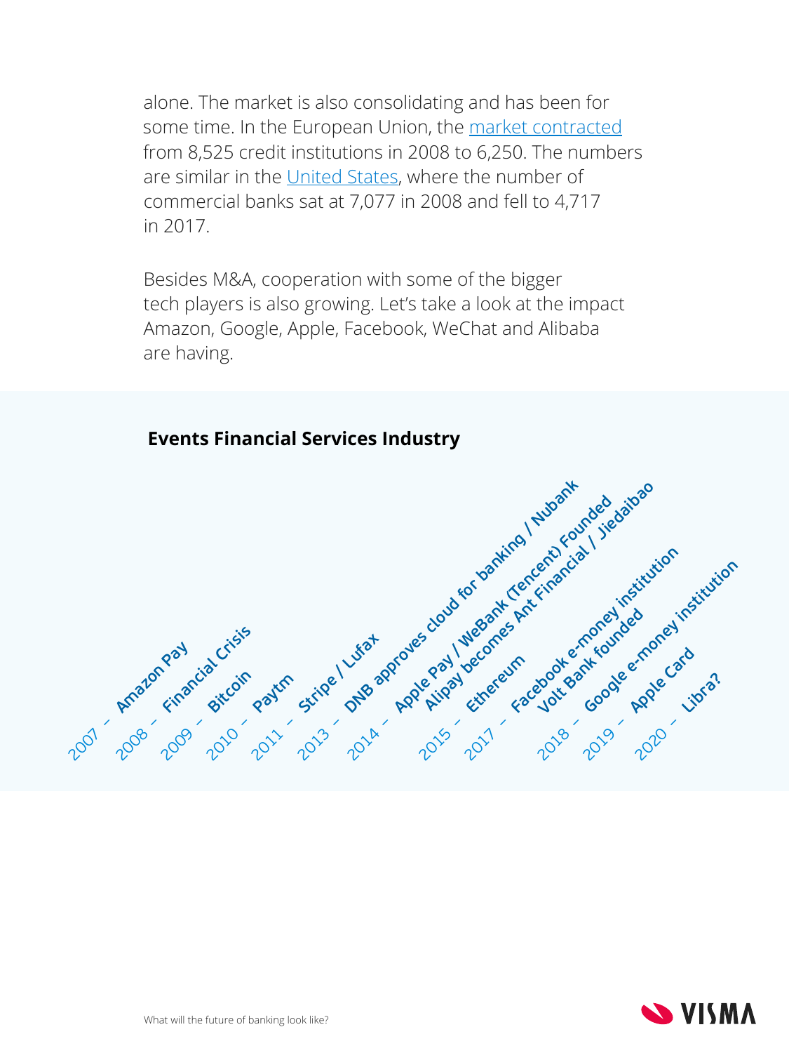alone. The market is also consolidating and has been for some time. In the European Union, the [market contracted](#) from 8,525 credit institutions in 2008 to 6,250. The numbers are similar in the [United States](#), where the number of commercial banks sat at 7,077 in 2008 and fell to 4,717 in 2017.

Besides M&A, cooperation with some of the bigger tech players is also growing. Let's take a look at the impact Amazon, Google, Apple, Facebook, WeChat and Alibaba are having.

**Events Financial Services Industry**

- 2007 – Amazon Pay
- 2008 – Financial Crisis
- 2009 – Bitcoin
- 2010 – Paytm
- 2011 – Stripe / Lufax
- 2013 – DNB approves cloud for banking / Nubank
- 2014 – Apple Pay / WeBank (Tencent) Founded
- 2014 – Alipay becomes Ant Financial / Jiedaibao
- 2015 – Ethereum
- 2017 – Facebook e-money institution
- 2018 – Volt Bank founded
- 2018 – Google e-money institution
- 2019 – Apple Card
- 2020 – Libra?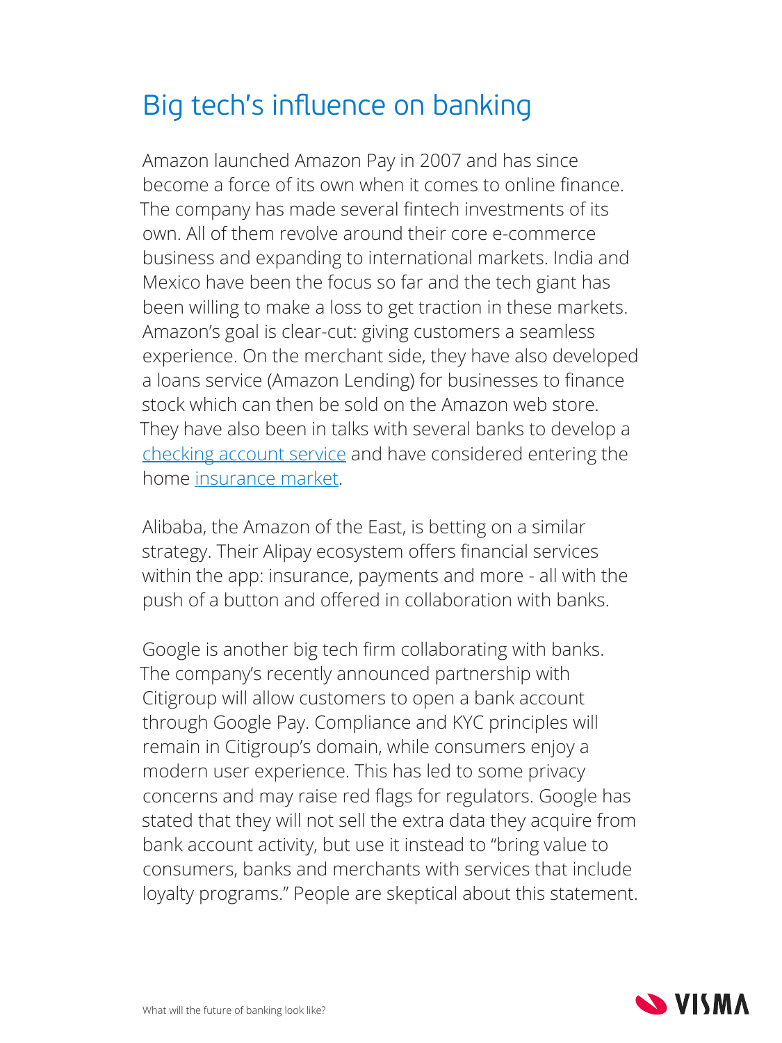# Big tech's influence on banking

Amazon launched Amazon Pay in 2007 and has since become a force of its own when it comes to online finance. The company has made several fintech investments of its own. All of them revolve around their core e-commerce business and expanding to international markets. India and Mexico have been the focus so far and the tech giant has been willing to make a loss to get traction in these markets. Amazon's goal is clear-cut: giving customers a seamless experience. On the merchant side, they have also developed a loans service (Amazon Lending) for businesses to finance stock which can then be sold on the Amazon web store. They have also been in talks with several banks to develop a checking account service and have considered entering the home insurance market.

Alibaba, the Amazon of the East, is betting on a similar strategy. Their Alipay ecosystem offers financial services within the app: insurance, payments and more - all with the push of a button and offered in collaboration with banks.

Google is another big tech firm collaborating with banks. The company's recently announced partnership with Citigroup will allow customers to open a bank account through Google Pay. Compliance and KYC principles will remain in Citigroup's domain, while consumers enjoy a modern user experience. This has led to some privacy concerns and may raise red flags for regulators. Google has stated that they will not sell the extra data they acquire from bank account activity, but use it instead to "bring value to consumers, banks and merchants with services that include loyalty programs." People are skeptical about this statement.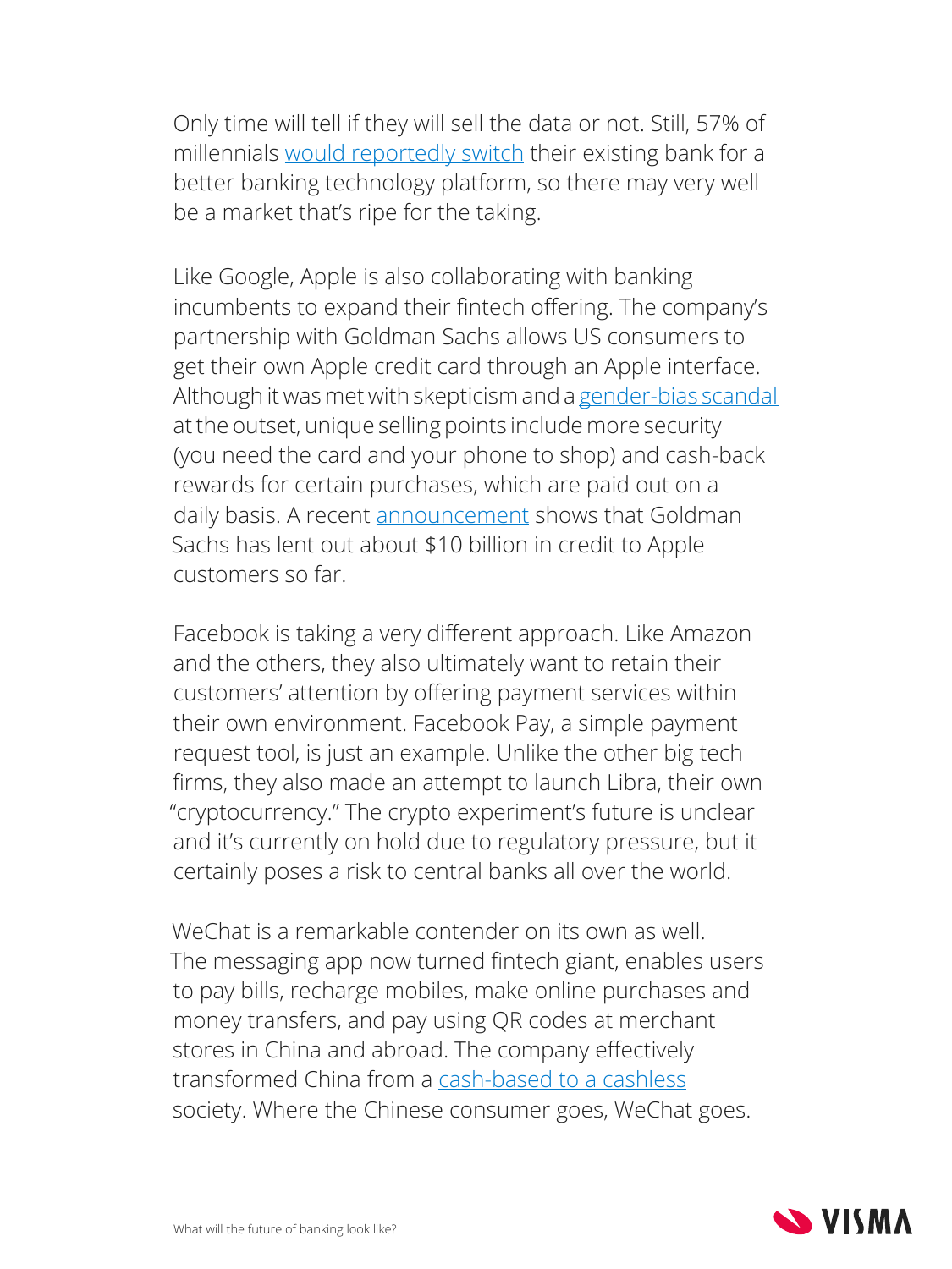Only time will tell if they will sell the data or not. Still, 57% of millennials would reportedly switch their existing bank for a better banking technology platform, so there may very well be a market that's ripe for the taking.

Like Google, Apple is also collaborating with banking incumbents to expand their fintech offering. The company's partnership with Goldman Sachs allows US consumers to get their own Apple credit card through an Apple interface. Although it was met with skepticism and a gender-bias scandal at the outset, unique selling points include more security (you need the card and your phone to shop) and cash-back rewards for certain purchases, which are paid out on a daily basis. A recent announcement shows that Goldman Sachs has lent out about $10 billion in credit to Apple customers so far.

Facebook is taking a very different approach. Like Amazon and the others, they also ultimately want to retain their customers' attention by offering payment services within their own environment. Facebook Pay, a simple payment request tool, is just an example. Unlike the other big tech firms, they also made an attempt to launch Libra, their own "cryptocurrency." The crypto experiment's future is unclear and it's currently on hold due to regulatory pressure, but it certainly poses a risk to central banks all over the world.

WeChat is a remarkable contender on its own as well. The messaging app now turned fintech giant, enables users to pay bills, recharge mobiles, make online purchases and money transfers, and pay using QR codes at merchant stores in China and abroad. The company effectively transformed China from a cash-based to a cashless society. Where the Chinese consumer goes, WeChat goes.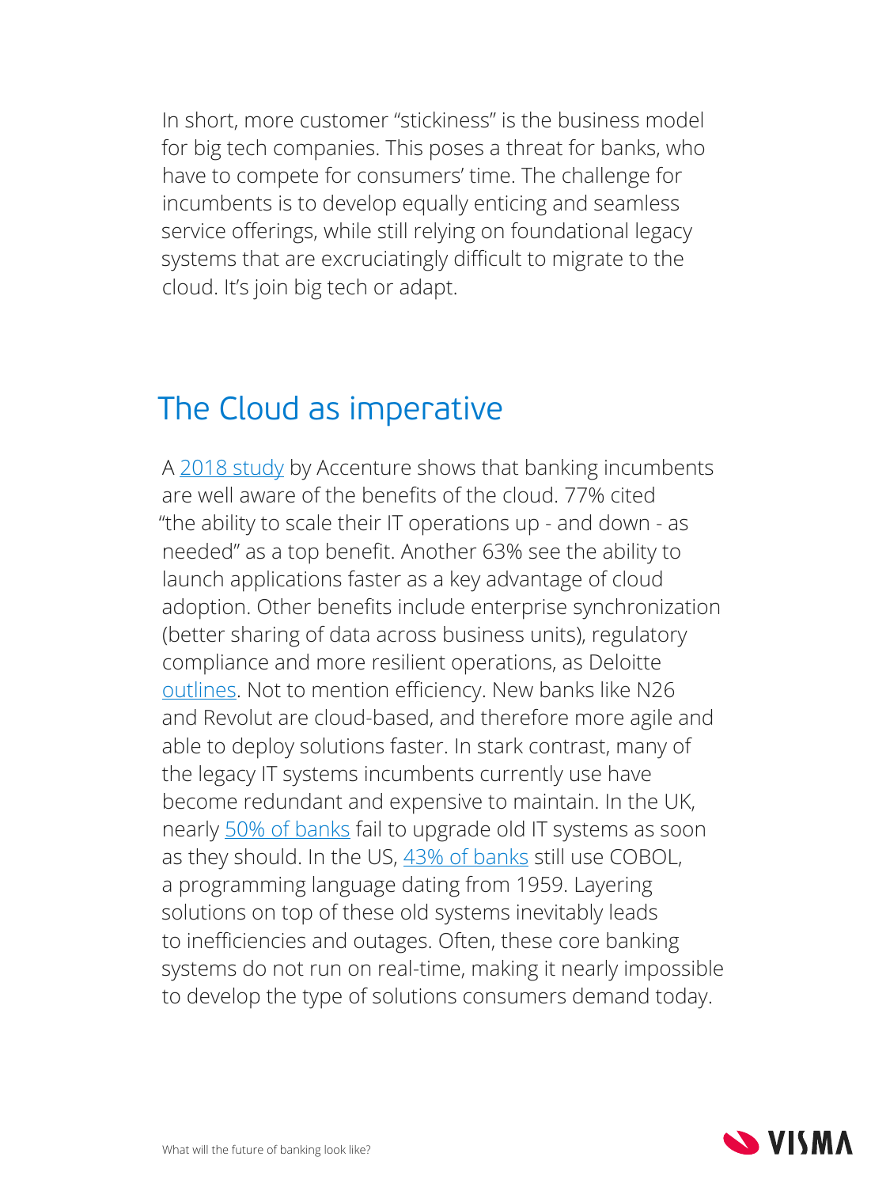In short, more customer "stickiness" is the business model for big tech companies. This poses a threat for banks, who have to compete for consumers' time. The challenge for incumbents is to develop equally enticing and seamless service offerings, while still relying on foundational legacy systems that are excruciatingly difficult to migrate to the cloud. It's join big tech or adapt.

## The Cloud as imperative

A 2018 study by Accenture shows that banking incumbents are well aware of the benefits of the cloud. 77% cited "the ability to scale their IT operations up - and down - as needed" as a top benefit. Another 63% see the ability to launch applications faster as a key advantage of cloud adoption. Other benefits include enterprise synchronization (better sharing of data across business units), regulatory compliance and more resilient operations, as Deloitte outlines. Not to mention efficiency. New banks like N26 and Revolut are cloud-based, and therefore more agile and able to deploy solutions faster. In stark contrast, many of the legacy IT systems incumbents currently use have become redundant and expensive to maintain. In the UK, nearly 50% of banks fail to upgrade old IT systems as soon as they should. In the US, 43% of banks still use COBOL, a programming language dating from 1959. Layering solutions on top of these old systems inevitably leads to inefficiencies and outages. Often, these core banking systems do not run on real-time, making it nearly impossible to develop the type of solutions consumers demand today.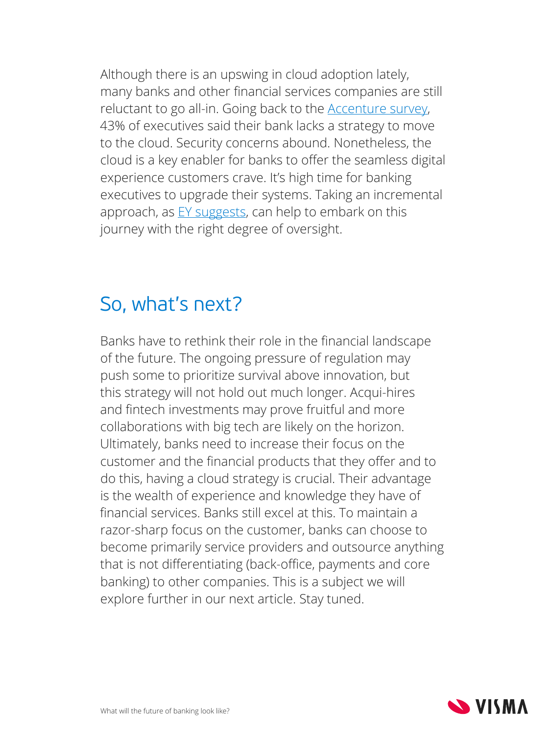Although there is an upswing in cloud adoption lately, many banks and other financial services companies are still reluctant to go all-in. Going back to the Accenture survey, 43% of executives said their bank lacks a strategy to move to the cloud. Security concerns abound. Nonetheless, the cloud is a key enabler for banks to offer the seamless digital experience customers crave. It's high time for banking executives to upgrade their systems. Taking an incremental approach, as EY suggests, can help to embark on this journey with the right degree of oversight.

## So, what's next?

Banks have to rethink their role in the financial landscape of the future. The ongoing pressure of regulation may push some to prioritize survival above innovation, but this strategy will not hold out much longer. Acqui-hires and fintech investments may prove fruitful and more collaborations with big tech are likely on the horizon. Ultimately, banks need to increase their focus on the customer and the financial products that they offer and to do this, having a cloud strategy is crucial. Their advantage is the wealth of experience and knowledge they have of financial services. Banks still excel at this. To maintain a razor-sharp focus on the customer, banks can choose to become primarily service providers and outsource anything that is not differentiating (back-office, payments and core banking) to other companies. This is a subject we will explore further in our next article. Stay tuned.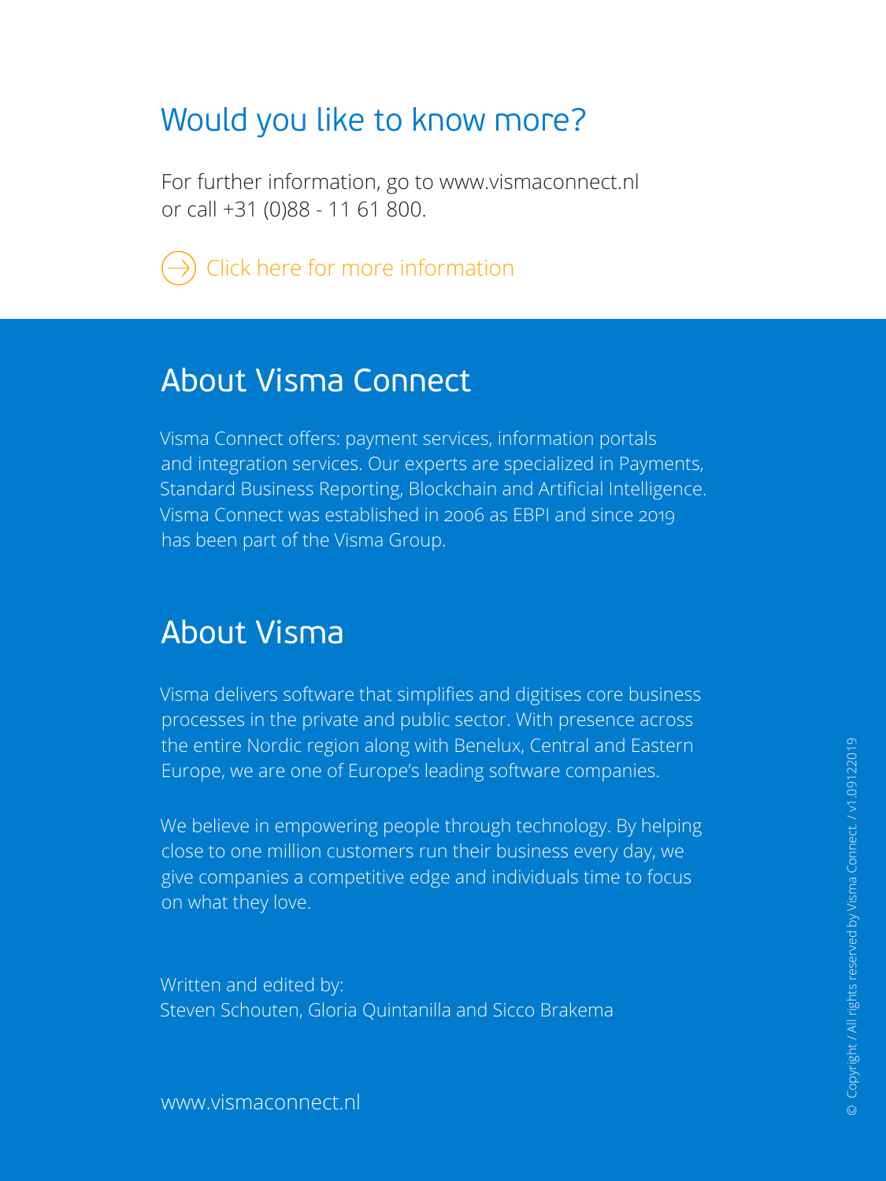## Would you like to know more?

For further information, go to www.vismaconnect.nl or call +31 (0)88 - 11 61 800.

Click here for more information

## About Visma Connect

Visma Connect offers: payment services, information portals and integration services. Our experts are specialized in Payments, Standard Business Reporting, Blockchain and Artificial Intelligence. Visma Connect was established in 2006 as EBPI and since 2019 has been part of the Visma Group.

## About Visma

Visma delivers software that simplifies and digitises core business processes in the private and public sector. With presence across the entire Nordic region along with Benelux, Central and Eastern Europe, we are one of Europe's leading software companies.

We believe in empowering people through technology. By helping close to one million customers run their business every day, we give companies a competitive edge and individuals time to focus on what they love.

Written and edited by:
Steven Schouten, Gloria Quintanilla and Sicco Brakema

www.vismaconnect.nl

© Copyright / All rights reserved by Visma Connect. / v1.09122019